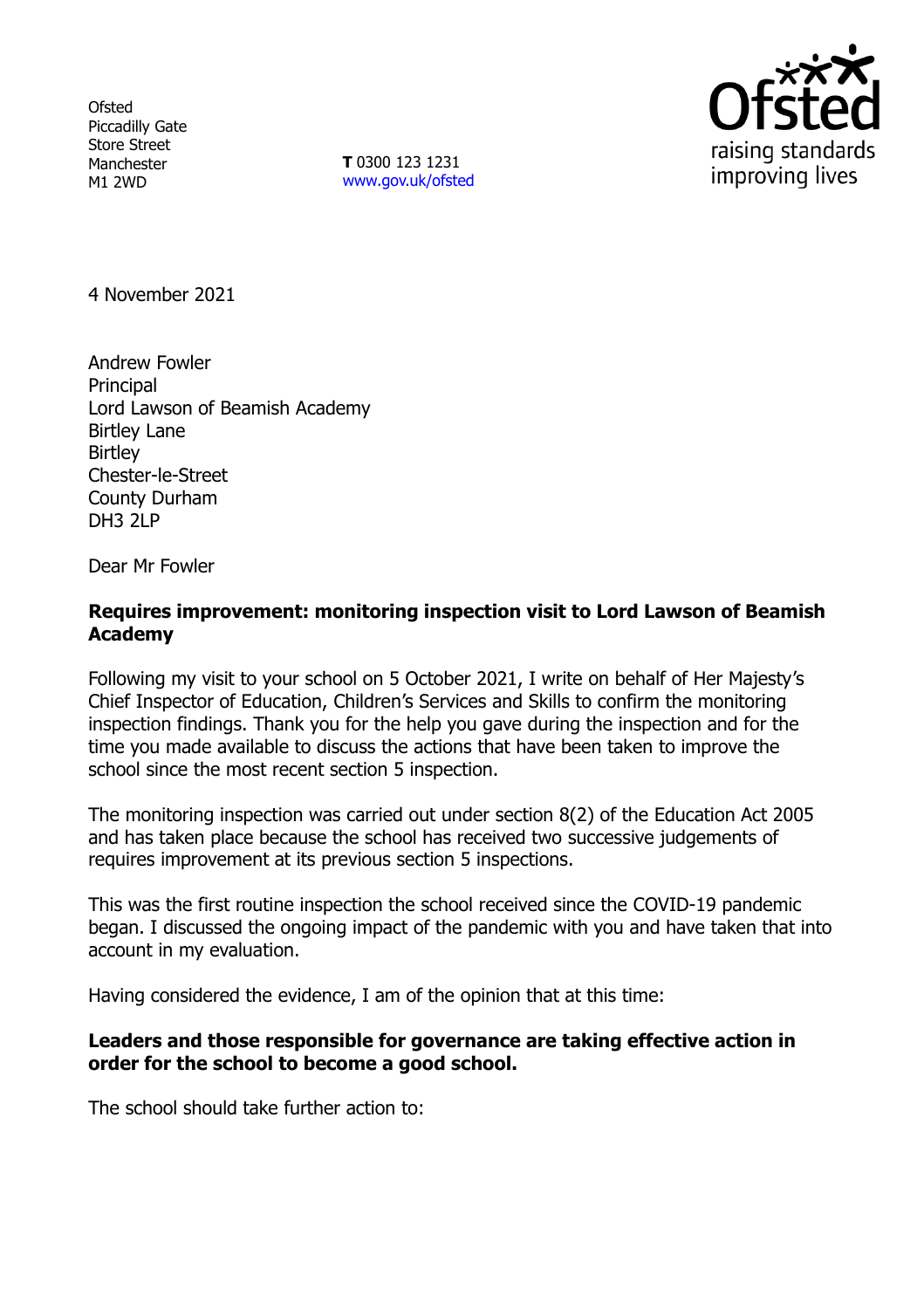Ofsted
Piccadilly Gate
Store Street
Manchester
M1 2WD

**T** 0300 123 1231
www.gov.uk/ofsted

4 November 2021

Andrew Fowler
Principal
Lord Lawson of Beamish Academy
Birtley Lane
Birtley
Chester-le-Street
County Durham
DH3 2LP

Dear Mr Fowler

**Requires improvement: monitoring inspection visit to Lord Lawson of Beamish Academy**

Following my visit to your school on 5 October 2021, I write on behalf of Her Majesty's Chief Inspector of Education, Children's Services and Skills to confirm the monitoring inspection findings. Thank you for the help you gave during the inspection and for the time you made available to discuss the actions that have been taken to improve the school since the most recent section 5 inspection.

The monitoring inspection was carried out under section 8(2) of the Education Act 2005 and has taken place because the school has received two successive judgements of requires improvement at its previous section 5 inspections.

This was the first routine inspection the school received since the COVID-19 pandemic began. I discussed the ongoing impact of the pandemic with you and have taken that into account in my evaluation.

Having considered the evidence, I am of the opinion that at this time:

**Leaders and those responsible for governance are taking effective action in order for the school to become a good school.**

The school should take further action to: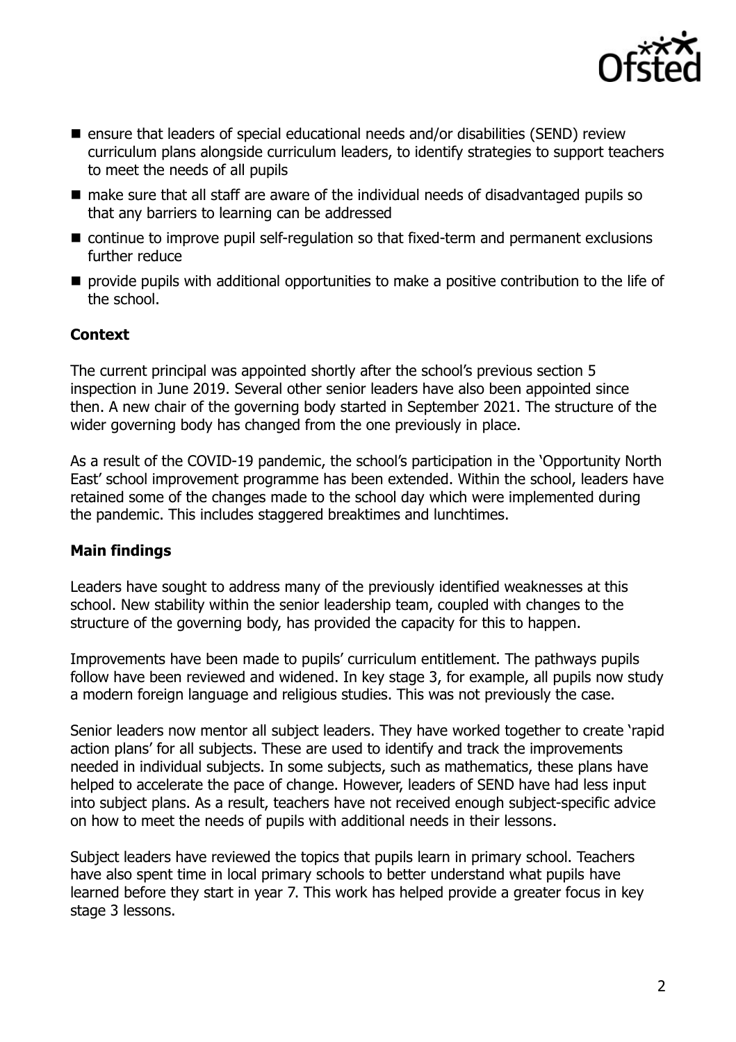- ensure that leaders of special educational needs and/or disabilities (SEND) review curriculum plans alongside curriculum leaders, to identify strategies to support teachers to meet the needs of all pupils
- make sure that all staff are aware of the individual needs of disadvantaged pupils so that any barriers to learning can be addressed
- continue to improve pupil self-regulation so that fixed-term and permanent exclusions further reduce
- provide pupils with additional opportunities to make a positive contribution to the life of the school.

### Context

The current principal was appointed shortly after the school's previous section 5 inspection in June 2019. Several other senior leaders have also been appointed since then. A new chair of the governing body started in September 2021. The structure of the wider governing body has changed from the one previously in place.

As a result of the COVID-19 pandemic, the school's participation in the 'Opportunity North East' school improvement programme has been extended. Within the school, leaders have retained some of the changes made to the school day which were implemented during the pandemic. This includes staggered breaktimes and lunchtimes.

### Main findings

Leaders have sought to address many of the previously identified weaknesses at this school. New stability within the senior leadership team, coupled with changes to the structure of the governing body, has provided the capacity for this to happen.

Improvements have been made to pupils' curriculum entitlement. The pathways pupils follow have been reviewed and widened. In key stage 3, for example, all pupils now study a modern foreign language and religious studies. This was not previously the case.

Senior leaders now mentor all subject leaders. They have worked together to create 'rapid action plans' for all subjects. These are used to identify and track the improvements needed in individual subjects. In some subjects, such as mathematics, these plans have helped to accelerate the pace of change. However, leaders of SEND have had less input into subject plans. As a result, teachers have not received enough subject-specific advice on how to meet the needs of pupils with additional needs in their lessons.

Subject leaders have reviewed the topics that pupils learn in primary school. Teachers have also spent time in local primary schools to better understand what pupils have learned before they start in year 7. This work has helped provide a greater focus in key stage 3 lessons.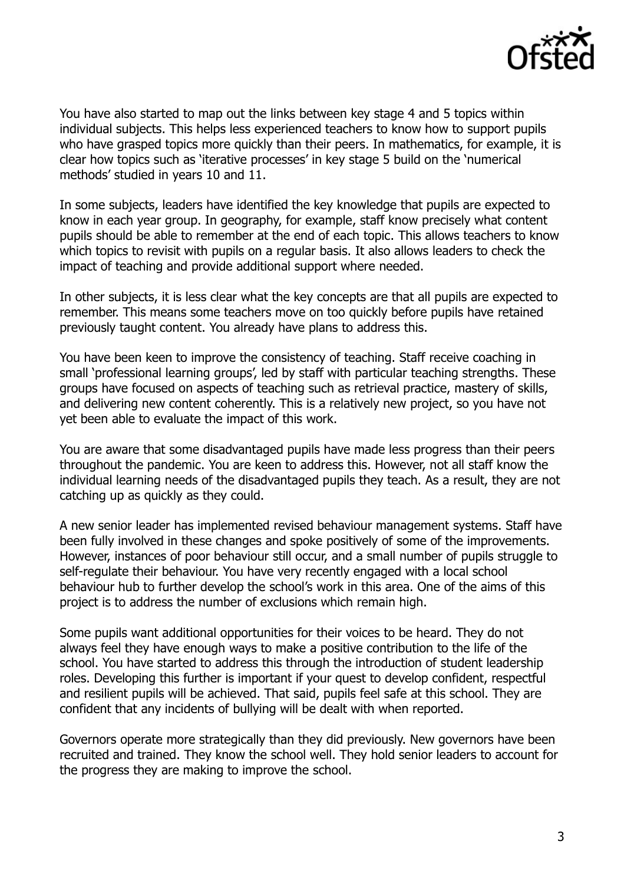You have also started to map out the links between key stage 4 and 5 topics within individual subjects. This helps less experienced teachers to know how to support pupils who have grasped topics more quickly than their peers. In mathematics, for example, it is clear how topics such as 'iterative processes' in key stage 5 build on the 'numerical methods' studied in years 10 and 11.

In some subjects, leaders have identified the key knowledge that pupils are expected to know in each year group. In geography, for example, staff know precisely what content pupils should be able to remember at the end of each topic. This allows teachers to know which topics to revisit with pupils on a regular basis. It also allows leaders to check the impact of teaching and provide additional support where needed.

In other subjects, it is less clear what the key concepts are that all pupils are expected to remember. This means some teachers move on too quickly before pupils have retained previously taught content. You already have plans to address this.

You have been keen to improve the consistency of teaching. Staff receive coaching in small 'professional learning groups', led by staff with particular teaching strengths. These groups have focused on aspects of teaching such as retrieval practice, mastery of skills, and delivering new content coherently. This is a relatively new project, so you have not yet been able to evaluate the impact of this work.

You are aware that some disadvantaged pupils have made less progress than their peers throughout the pandemic. You are keen to address this. However, not all staff know the individual learning needs of the disadvantaged pupils they teach. As a result, they are not catching up as quickly as they could.

A new senior leader has implemented revised behaviour management systems. Staff have been fully involved in these changes and spoke positively of some of the improvements. However, instances of poor behaviour still occur, and a small number of pupils struggle to self-regulate their behaviour. You have very recently engaged with a local school behaviour hub to further develop the school's work in this area. One of the aims of this project is to address the number of exclusions which remain high.

Some pupils want additional opportunities for their voices to be heard. They do not always feel they have enough ways to make a positive contribution to the life of the school. You have started to address this through the introduction of student leadership roles. Developing this further is important if your quest to develop confident, respectful and resilient pupils will be achieved. That said, pupils feel safe at this school. They are confident that any incidents of bullying will be dealt with when reported.

Governors operate more strategically than they did previously. New governors have been recruited and trained. They know the school well. They hold senior leaders to account for the progress they are making to improve the school.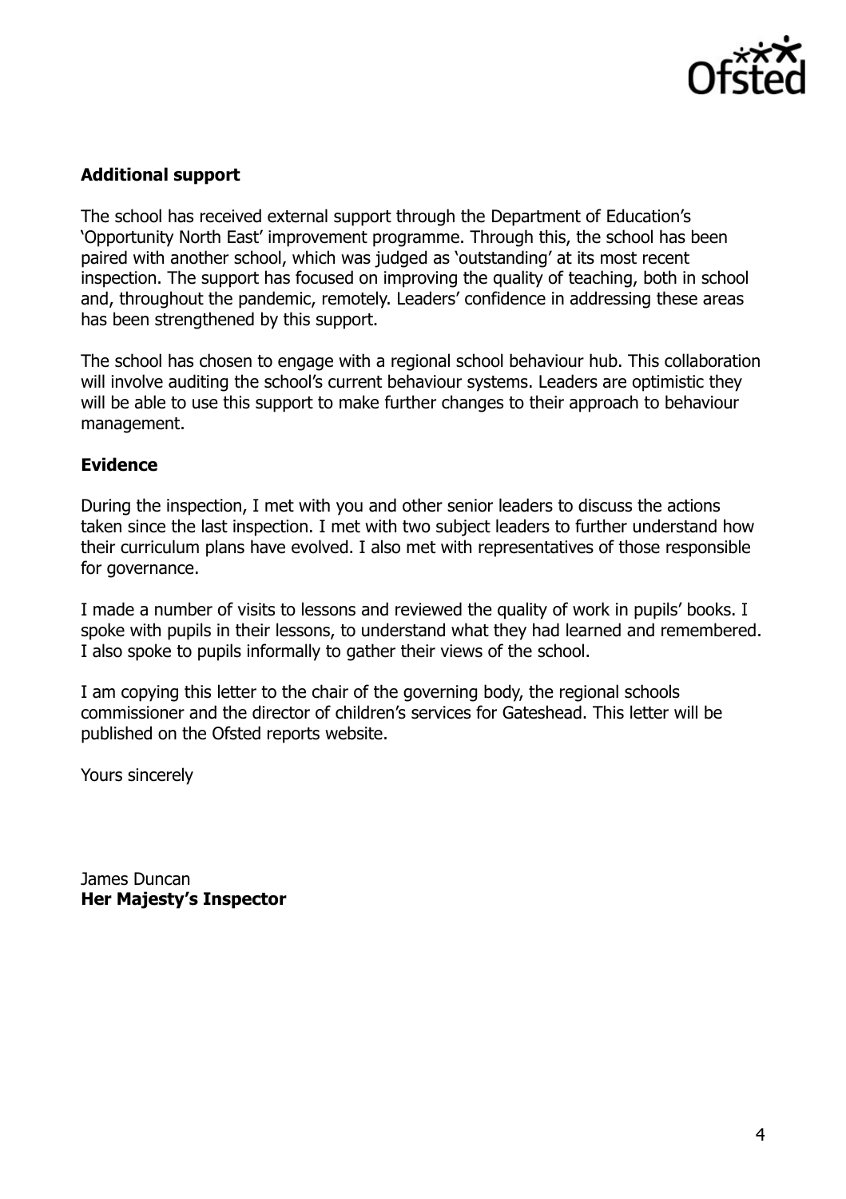## Additional support

The school has received external support through the Department of Education's 'Opportunity North East' improvement programme. Through this, the school has been paired with another school, which was judged as 'outstanding' at its most recent inspection. The support has focused on improving the quality of teaching, both in school and, throughout the pandemic, remotely. Leaders' confidence in addressing these areas has been strengthened by this support.

The school has chosen to engage with a regional school behaviour hub. This collaboration will involve auditing the school's current behaviour systems. Leaders are optimistic they will be able to use this support to make further changes to their approach to behaviour management.

## Evidence

During the inspection, I met with you and other senior leaders to discuss the actions taken since the last inspection. I met with two subject leaders to further understand how their curriculum plans have evolved. I also met with representatives of those responsible for governance.

I made a number of visits to lessons and reviewed the quality of work in pupils' books. I spoke with pupils in their lessons, to understand what they had learned and remembered. I also spoke to pupils informally to gather their views of the school.

I am copying this letter to the chair of the governing body, the regional schools commissioner and the director of children's services for Gateshead. This letter will be published on the Ofsted reports website.

Yours sincerely

James Duncan
**Her Majesty's Inspector**